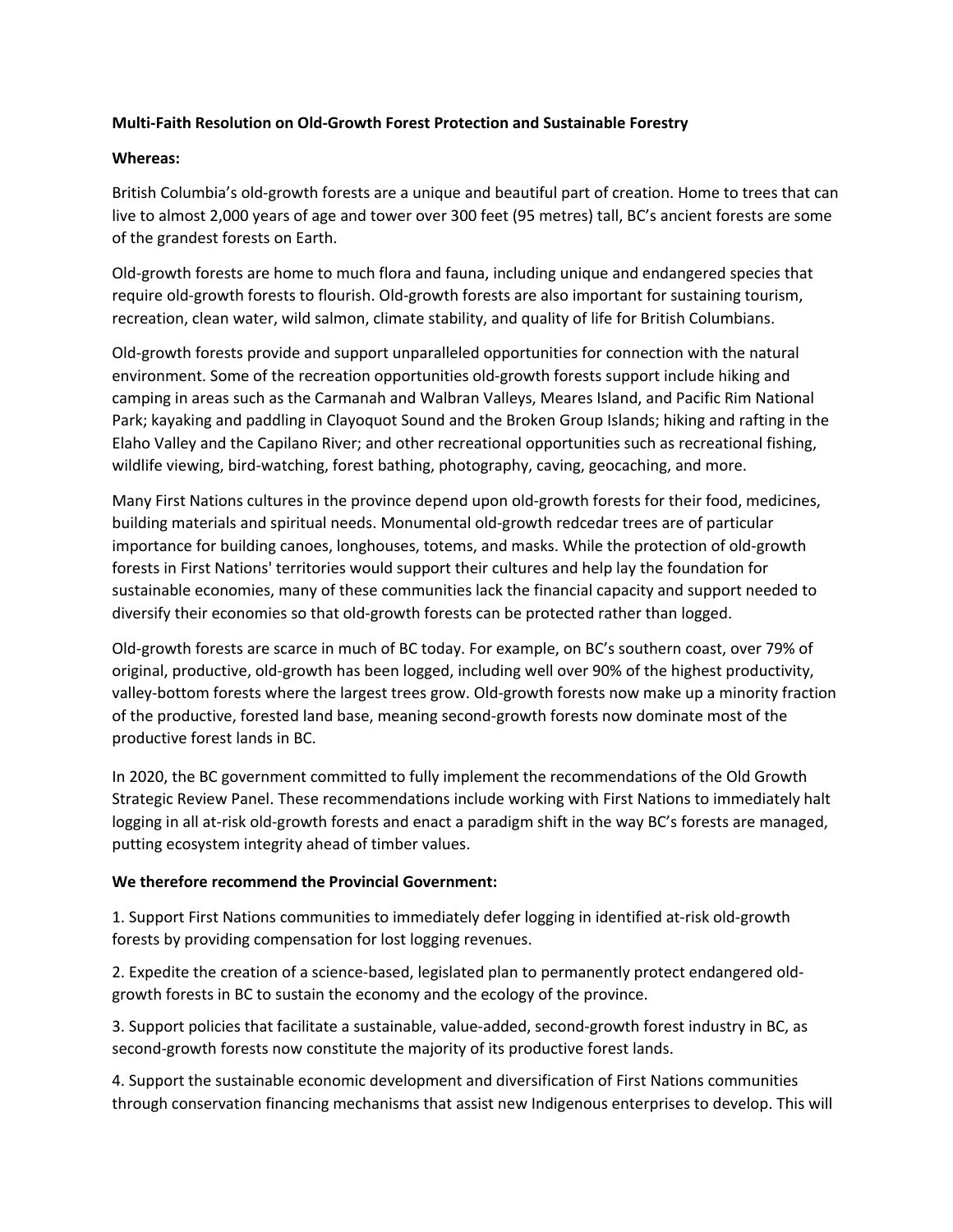**Multi-Faith Resolution on Old-Growth Forest Protection and Sustainable Forestry**

**Whereas:**

British Columbia's old-growth forests are a unique and beautiful part of creation. Home to trees that can live to almost 2,000 years of age and tower over 300 feet (95 metres) tall, BC's ancient forests are some of the grandest forests on Earth.

Old-growth forests are home to much flora and fauna, including unique and endangered species that require old-growth forests to flourish. Old-growth forests are also important for sustaining tourism, recreation, clean water, wild salmon, climate stability, and quality of life for British Columbians.

Old-growth forests provide and support unparalleled opportunities for connection with the natural environment. Some of the recreation opportunities old-growth forests support include hiking and camping in areas such as the Carmanah and Walbran Valleys, Meares Island, and Pacific Rim National Park; kayaking and paddling in Clayoquot Sound and the Broken Group Islands; hiking and rafting in the Elaho Valley and the Capilano River; and other recreational opportunities such as recreational fishing, wildlife viewing, bird-watching, forest bathing, photography, caving, geocaching, and more.

Many First Nations cultures in the province depend upon old-growth forests for their food, medicines, building materials and spiritual needs. Monumental old-growth redcedar trees are of particular importance for building canoes, longhouses, totems, and masks. While the protection of old-growth forests in First Nations' territories would support their cultures and help lay the foundation for sustainable economies, many of these communities lack the financial capacity and support needed to diversify their economies so that old-growth forests can be protected rather than logged.

Old-growth forests are scarce in much of BC today. For example, on BC's southern coast, over 79% of original, productive, old-growth has been logged, including well over 90% of the highest productivity, valley-bottom forests where the largest trees grow. Old-growth forests now make up a minority fraction of the productive, forested land base, meaning second-growth forests now dominate most of the productive forest lands in BC.

In 2020, the BC government committed to fully implement the recommendations of the Old Growth Strategic Review Panel. These recommendations include working with First Nations to immediately halt logging in all at-risk old-growth forests and enact a paradigm shift in the way BC's forests are managed, putting ecosystem integrity ahead of timber values.

**We therefore recommend the Provincial Government:**

1. Support First Nations communities to immediately defer logging in identified at-risk old-growth forests by providing compensation for lost logging revenues.

2. Expedite the creation of a science-based, legislated plan to permanently protect endangered old-growth forests in BC to sustain the economy and the ecology of the province.

3. Support policies that facilitate a sustainable, value-added, second-growth forest industry in BC, as second-growth forests now constitute the majority of its productive forest lands.

4. Support the sustainable economic development and diversification of First Nations communities through conservation financing mechanisms that assist new Indigenous enterprises to develop. This will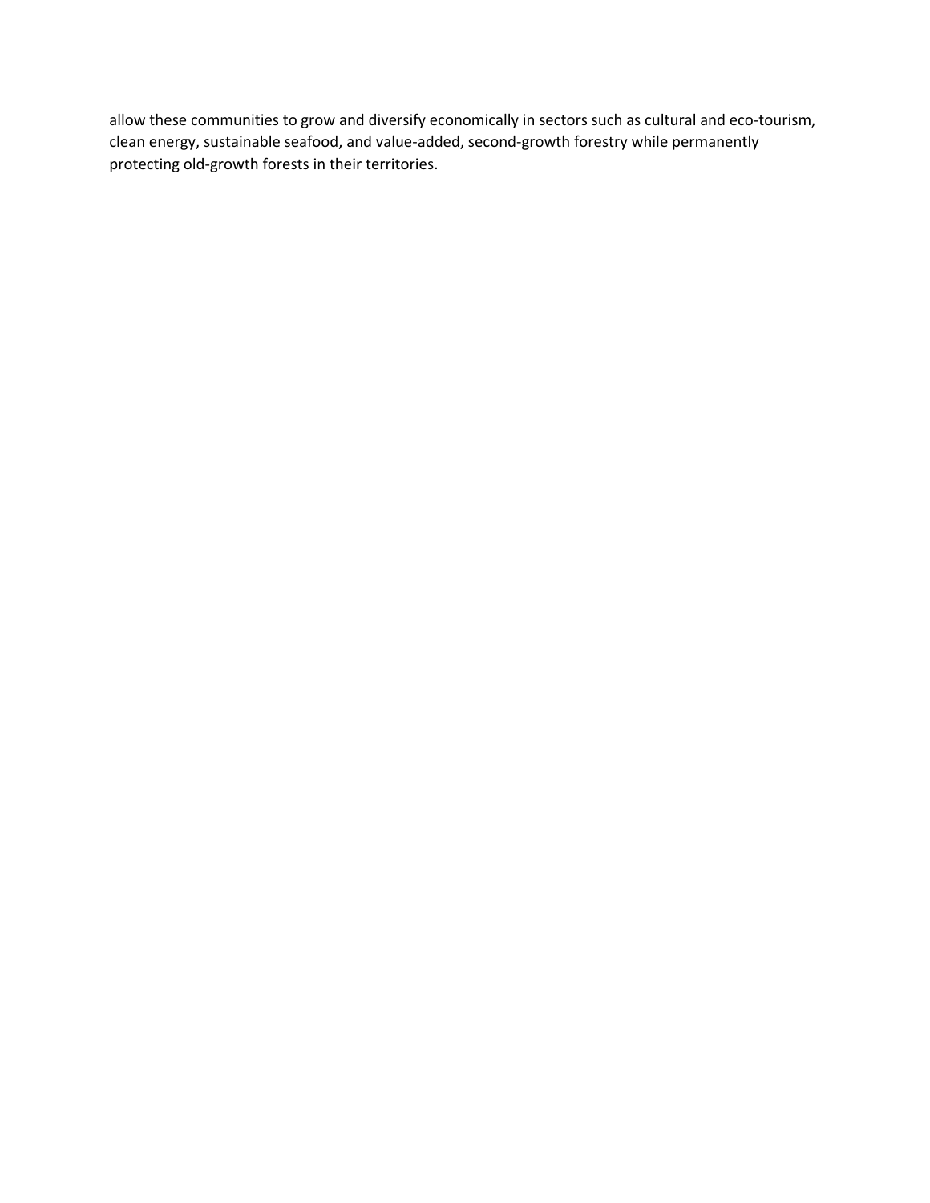allow these communities to grow and diversify economically in sectors such as cultural and eco-tourism, clean energy, sustainable seafood, and value-added, second-growth forestry while permanently protecting old-growth forests in their territories.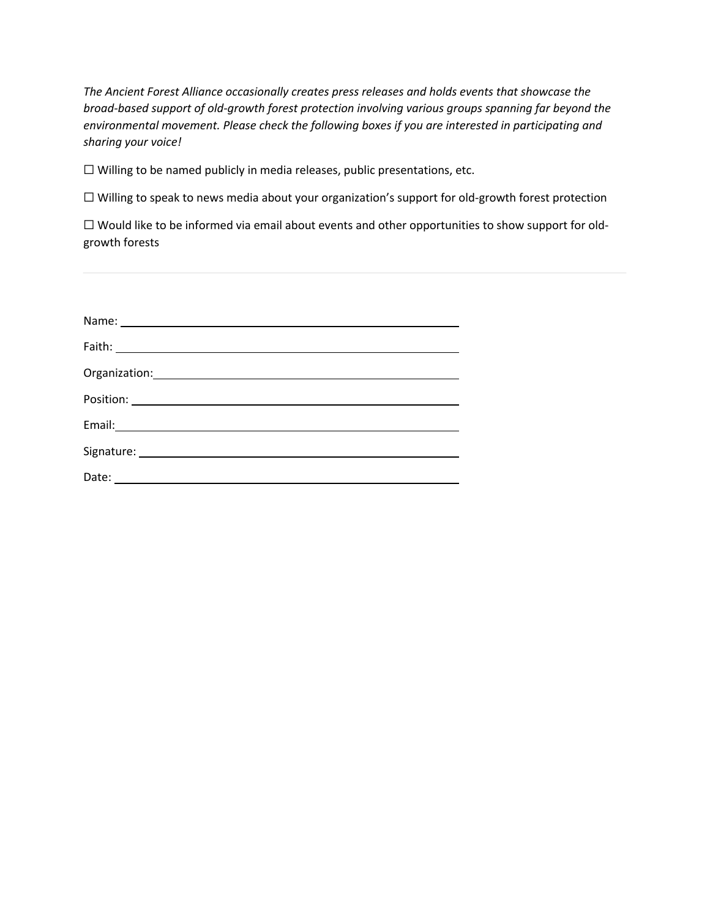*The Ancient Forest Alliance occasionally creates press releases and holds events that showcase the broad-based support of old-growth forest protection involving various groups spanning far beyond the environmental movement. Please check the following boxes if you are interested in participating and sharing your voice!*

☐ Willing to be named publicly in media releases, public presentations, etc.

☐ Willing to speak to news media about your organization's support for old-growth forest protection

☐ Would like to be informed via email about events and other opportunities to show support for old-growth forests

---

Name: ______________________________

Faith: ______________________________

Organization: ______________________________

Position: ______________________________

Email: ______________________________

Signature: ______________________________

Date: ______________________________